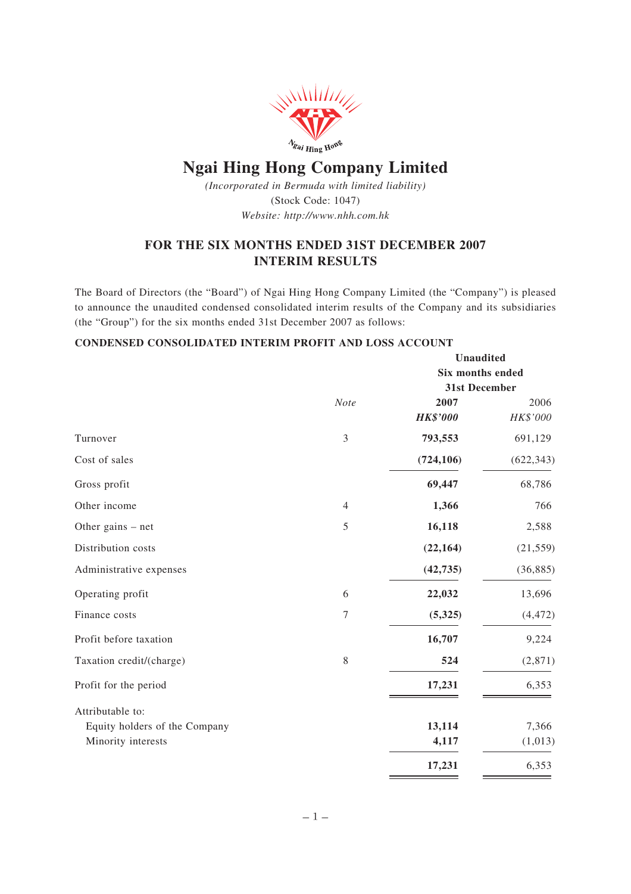# Ngai Hing Hong Company Limited

*(Incorporated in Bermuda with limited liability)*
(Stock Code: 1047)
*Website: http://www.nhh.com.hk*

## FOR THE SIX MONTHS ENDED 31ST DECEMBER 2007 INTERIM RESULTS

The Board of Directors (the "Board") of Ngai Hing Hong Company Limited (the "Company") is pleased to announce the unaudited condensed consolidated interim results of the Company and its subsidiaries (the "Group") for the six months ended 31st December 2007 as follows:

### CONDENSED CONSOLIDATED INTERIM PROFIT AND LOSS ACCOUNT

| | Note | Unaudited Six months ended 31st December | |
|---|---|---|---|
| | | **2007** | 2006 |
| | | ***HK$'000*** | *HK$'000* |
| Turnover | 3 | **793,553** | 691,129 |
| Cost of sales | | **(724,106)** | (622,343) |
| Gross profit | | **69,447** | 68,786 |
| Other income | 4 | **1,366** | 766 |
| Other gains – net | 5 | **16,118** | 2,588 |
| Distribution costs | | **(22,164)** | (21,559) |
| Administrative expenses | | **(42,735)** | (36,885) |
| Operating profit | 6 | **22,032** | 13,696 |
| Finance costs | 7 | **(5,325)** | (4,472) |
| Profit before taxation | | **16,707** | 9,224 |
| Taxation credit/(charge) | 8 | **524** | (2,871) |
| Profit for the period | | **17,231** | 6,353 |
| Attributable to: | | | |
| Equity holders of the Company | | **13,114** | 7,366 |
| Minority interests | | **4,117** | (1,013) |
| | | **17,231** | 6,353 |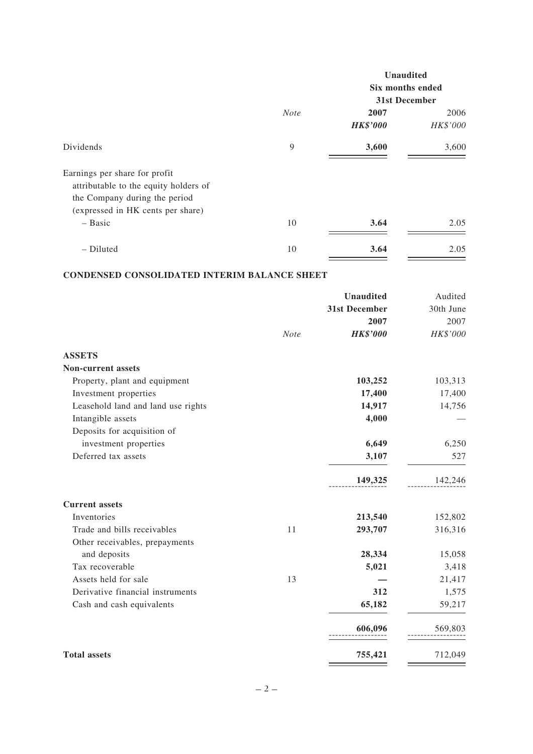| | Note | Unaudited Six months ended 31st December 2007 HK$'000 | 2006 HK$'000 |
|---|---|---|---|
| Dividends | 9 | **3,600** | 3,600 |
| Earnings per share for profit attributable to the equity holders of the Company during the period (expressed in HK cents per share) | | | |
| – Basic | 10 | **3.64** | 2.05 |
| – Diluted | 10 | **3.64** | 2.05 |

**CONDENSED CONSOLIDATED INTERIM BALANCE SHEET**

| | Note | Unaudited 31st December 2007 HK$'000 | Audited 30th June 2007 HK$'000 |
|---|---|---|---|
| **ASSETS** | | | |
| **Non-current assets** | | | |
| Property, plant and equipment | | **103,252** | 103,313 |
| Investment properties | | **17,400** | 17,400 |
| Leasehold land and land use rights | | **14,917** | 14,756 |
| Intangible assets | | **4,000** | — |
| Deposits for acquisition of investment properties | | **6,649** | 6,250 |
| Deferred tax assets | | **3,107** | 527 |
| | | **149,325** | 142,246 |
| **Current assets** | | | |
| Inventories | | **213,540** | 152,802 |
| Trade and bills receivables | 11 | **293,707** | 316,316 |
| Other receivables, prepayments and deposits | | **28,334** | 15,058 |
| Tax recoverable | | **5,021** | 3,418 |
| Assets held for sale | 13 | **—** | 21,417 |
| Derivative financial instruments | | **312** | 1,575 |
| Cash and cash equivalents | | **65,182** | 59,217 |
| | | **606,096** | 569,803 |
| **Total assets** | | **755,421** | 712,049 |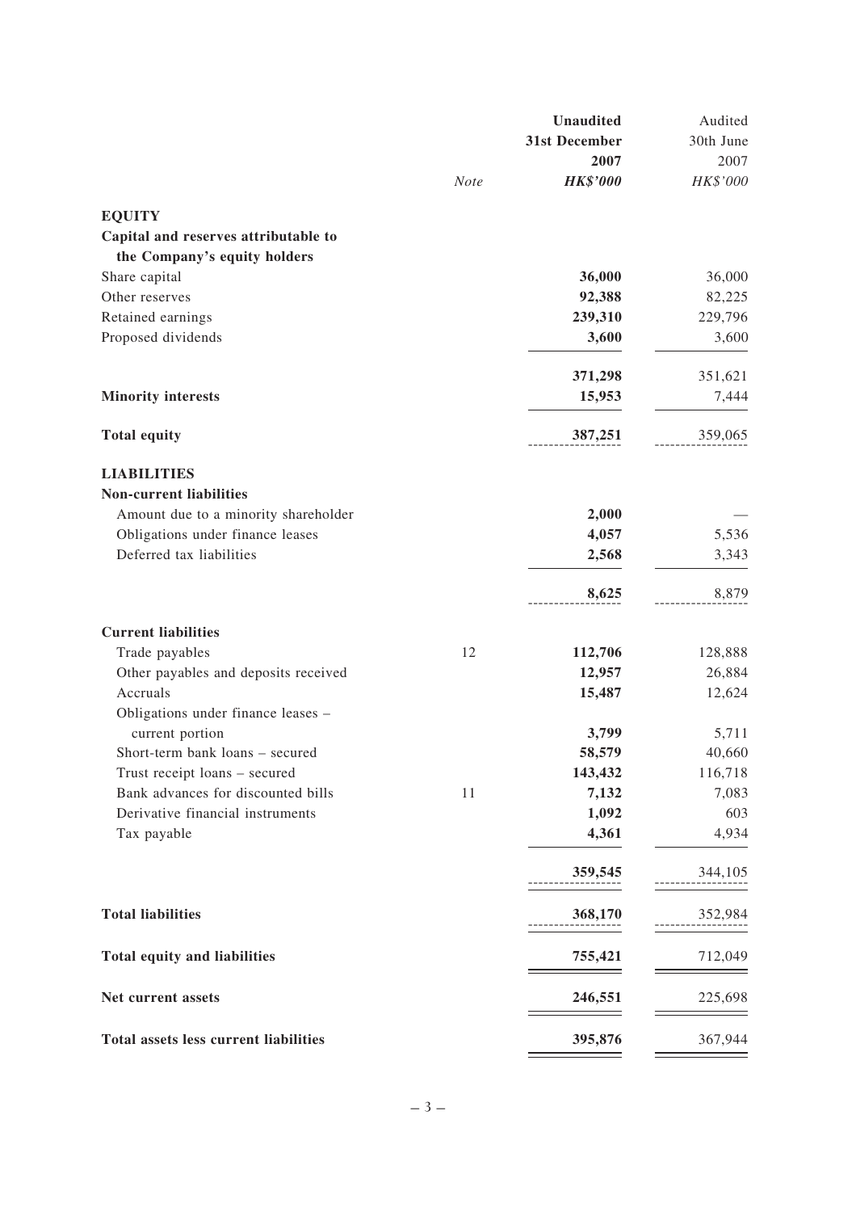| | Note | **Unaudited 31st December 2007 *HK$'000*** | Audited 30th June 2007 *HK$'000* |
|---|---|---|---|
| **EQUITY** | | | |
| **Capital and reserves attributable to the Company's equity holders** | | | |
| Share capital | | **36,000** | 36,000 |
| Other reserves | | **92,388** | 82,225 |
| Retained earnings | | **239,310** | 229,796 |
| Proposed dividends | | **3,600** | 3,600 |
| | | **371,298** | 351,621 |
| **Minority interests** | | **15,953** | 7,444 |
| **Total equity** | | **387,251** | 359,065 |
| **LIABILITIES** | | | |
| **Non-current liabilities** | | | |
| Amount due to a minority shareholder | | **2,000** | — |
| Obligations under finance leases | | **4,057** | 5,536 |
| Deferred tax liabilities | | **2,568** | 3,343 |
| | | **8,625** | 8,879 |
| **Current liabilities** | | | |
| Trade payables | 12 | **112,706** | 128,888 |
| Other payables and deposits received | | **12,957** | 26,884 |
| Accruals | | **15,487** | 12,624 |
| Obligations under finance leases – current portion | | **3,799** | 5,711 |
| Short-term bank loans – secured | | **58,579** | 40,660 |
| Trust receipt loans – secured | | **143,432** | 116,718 |
| Bank advances for discounted bills | 11 | **7,132** | 7,083 |
| Derivative financial instruments | | **1,092** | 603 |
| Tax payable | | **4,361** | 4,934 |
| | | **359,545** | 344,105 |
| **Total liabilities** | | **368,170** | 352,984 |
| **Total equity and liabilities** | | **755,421** | 712,049 |
| **Net current assets** | | **246,551** | 225,698 |
| **Total assets less current liabilities** | | **395,876** | 367,944 |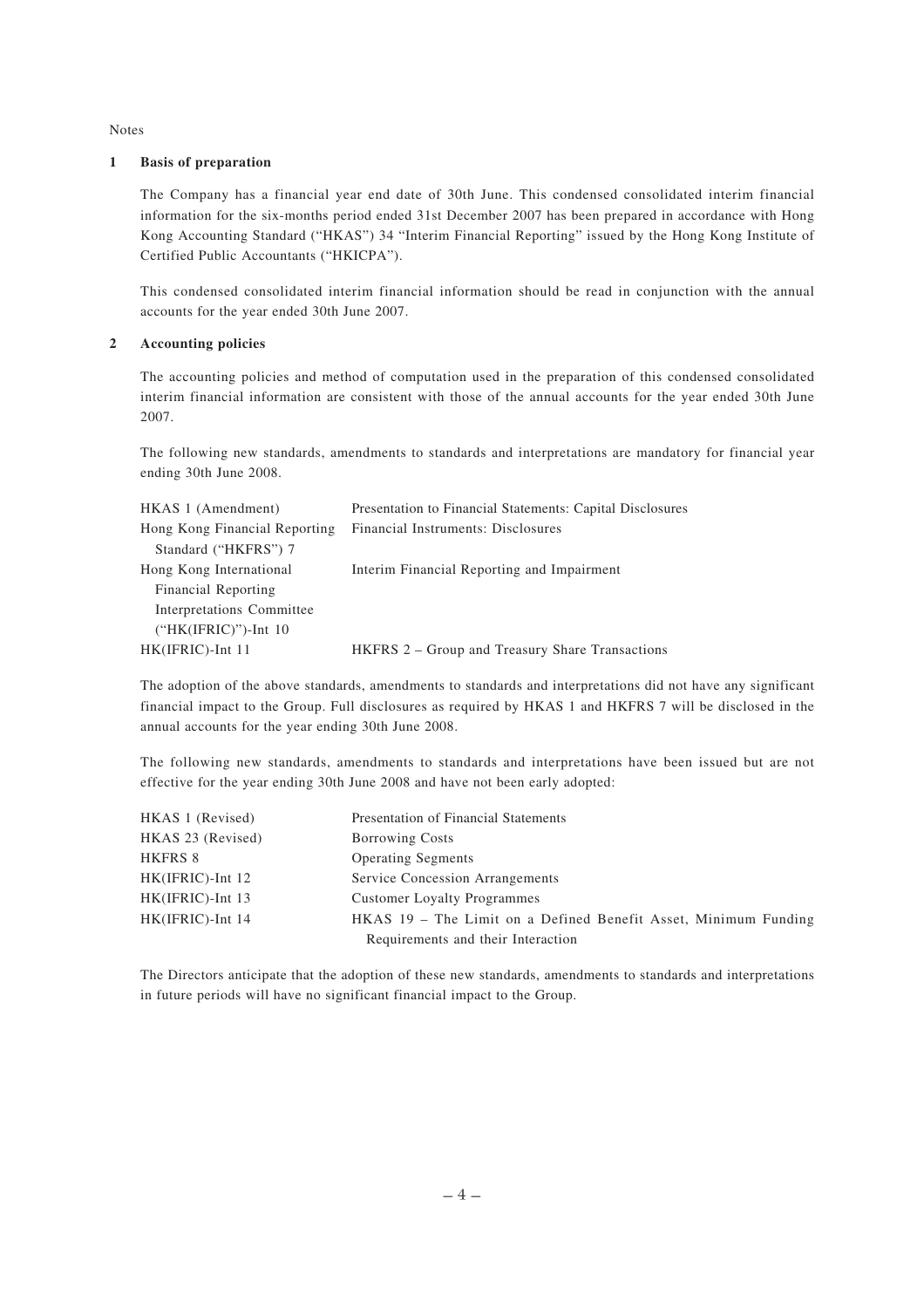Notes

## 1 Basis of preparation

The Company has a financial year end date of 30th June. This condensed consolidated interim financial information for the six-months period ended 31st December 2007 has been prepared in accordance with Hong Kong Accounting Standard ("HKAS") 34 "Interim Financial Reporting" issued by the Hong Kong Institute of Certified Public Accountants ("HKICPA").

This condensed consolidated interim financial information should be read in conjunction with the annual accounts for the year ended 30th June 2007.

## 2 Accounting policies

The accounting policies and method of computation used in the preparation of this condensed consolidated interim financial information are consistent with those of the annual accounts for the year ended 30th June 2007.

The following new standards, amendments to standards and interpretations are mandatory for financial year ending 30th June 2008.

| | |
|---|---|
| HKAS 1 (Amendment) | Presentation to Financial Statements: Capital Disclosures |
| Hong Kong Financial Reporting Standard ("HKFRS") 7 | Financial Instruments: Disclosures |
| Hong Kong International Financial Reporting Interpretations Committee ("HK(IFRIC)")-Int 10 | Interim Financial Reporting and Impairment |
| HK(IFRIC)-Int 11 | HKFRS 2 – Group and Treasury Share Transactions |

The adoption of the above standards, amendments to standards and interpretations did not have any significant financial impact to the Group. Full disclosures as required by HKAS 1 and HKFRS 7 will be disclosed in the annual accounts for the year ending 30th June 2008.

The following new standards, amendments to standards and interpretations have been issued but are not effective for the year ending 30th June 2008 and have not been early adopted:

| | |
|---|---|
| HKAS 1 (Revised) | Presentation of Financial Statements |
| HKAS 23 (Revised) | Borrowing Costs |
| HKFRS 8 | Operating Segments |
| HK(IFRIC)-Int 12 | Service Concession Arrangements |
| HK(IFRIC)-Int 13 | Customer Loyalty Programmes |
| HK(IFRIC)-Int 14 | HKAS 19 – The Limit on a Defined Benefit Asset, Minimum Funding Requirements and their Interaction |

The Directors anticipate that the adoption of these new standards, amendments to standards and interpretations in future periods will have no significant financial impact to the Group.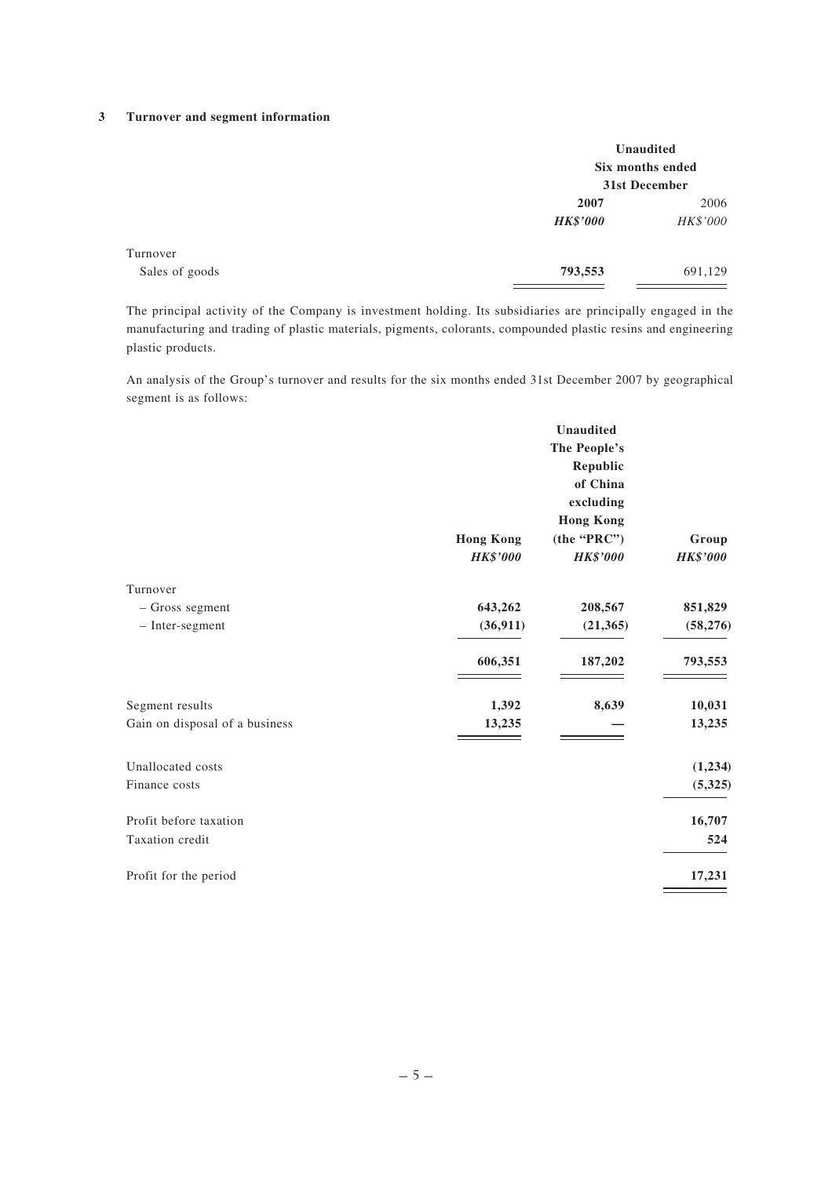### 3 Turnover and segment information

| | Unaudited Six months ended 31st December | |
|---|---|---|
| | **2007** | 2006 |
| | ***HK$'000*** | *HK$'000* |
| Turnover | | |
| Sales of goods | **793,553** | 691,129 |

The principal activity of the Company is investment holding. Its subsidiaries are principally engaged in the manufacturing and trading of plastic materials, pigments, colorants, compounded plastic resins and engineering plastic products.

An analysis of the Group's turnover and results for the six months ended 31st December 2007 by geographical segment is as follows:

| | **Hong Kong** | **Unaudited The People's Republic of China excluding Hong Kong (the "PRC")** | **Group** |
|---|---|---|---|
| | ***HK$'000*** | ***HK$'000*** | ***HK$'000*** |
| Turnover | | | |
| – Gross segment | **643,262** | **208,567** | **851,829** |
| – Inter-segment | **(36,911)** | **(21,365)** | **(58,276)** |
| | **606,351** | **187,202** | **793,553** |
| Segment results | **1,392** | **8,639** | **10,031** |
| Gain on disposal of a business | **13,235** | **—** | **13,235** |
| Unallocated costs | | | **(1,234)** |
| Finance costs | | | **(5,325)** |
| Profit before taxation | | | **16,707** |
| Taxation credit | | | **524** |
| Profit for the period | | | **17,231** |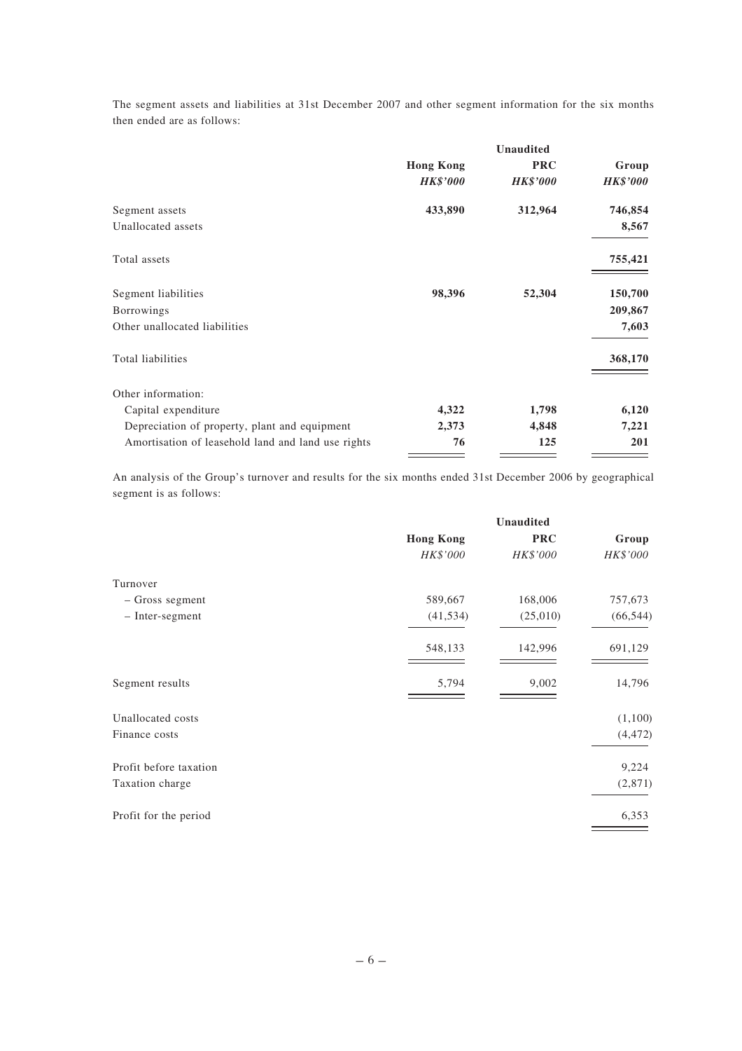The segment assets and liabilities at 31st December 2007 and other segment information for the six months then ended are as follows:

| | Unaudited | | |
|---|---|---|---|
| | **Hong Kong** | **PRC** | **Group** |
| | ***HK$'000*** | ***HK$'000*** | ***HK$'000*** |
| Segment assets | **433,890** | **312,964** | **746,854** |
| Unallocated assets | | | **8,567** |
| Total assets | | | **755,421** |
| Segment liabilities | **98,396** | **52,304** | **150,700** |
| Borrowings | | | **209,867** |
| Other unallocated liabilities | | | **7,603** |
| Total liabilities | | | **368,170** |
| Other information: | | | |
| Capital expenditure | **4,322** | **1,798** | **6,120** |
| Depreciation of property, plant and equipment | **2,373** | **4,848** | **7,221** |
| Amortisation of leasehold land and land use rights | **76** | **125** | **201** |

An analysis of the Group's turnover and results for the six months ended 31st December 2006 by geographical segment is as follows:

| | Unaudited | | |
|---|---|---|---|
| | **Hong Kong** | **PRC** | **Group** |
| | *HK$'000* | *HK$'000* | *HK$'000* |
| Turnover | | | |
| – Gross segment | 589,667 | 168,006 | 757,673 |
| – Inter-segment | (41,534) | (25,010) | (66,544) |
| | 548,133 | 142,996 | 691,129 |
| Segment results | 5,794 | 9,002 | 14,796 |
| Unallocated costs | | | (1,100) |
| Finance costs | | | (4,472) |
| Profit before taxation | | | 9,224 |
| Taxation charge | | | (2,871) |
| Profit for the period | | | 6,353 |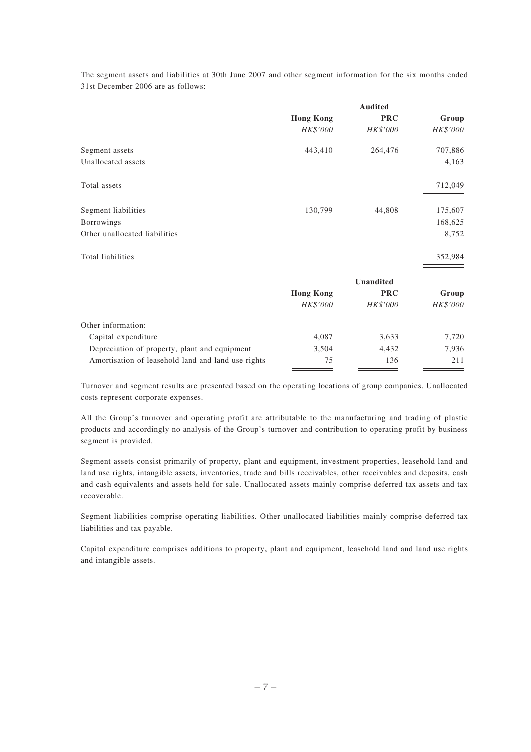The segment assets and liabilities at 30th June 2007 and other segment information for the six months ended 31st December 2006 are as follows:

| | Audited | | |
|---|---|---|---|
| | **Hong Kong** | **PRC** | **Group** |
| | *HK$'000* | *HK$'000* | *HK$'000* |
| Segment assets | 443,410 | 264,476 | 707,886 |
| Unallocated assets | | | 4,163 |
| Total assets | | | 712,049 |
| Segment liabilities | 130,799 | 44,808 | 175,607 |
| Borrowings | | | 168,625 |
| Other unallocated liabilities | | | 8,752 |
| Total liabilities | | | 352,984 |

| | Unaudited | | |
|---|---|---|---|
| | **Hong Kong** | **PRC** | **Group** |
| | *HK$'000* | *HK$'000* | *HK$'000* |
| Other information: | | | |
| Capital expenditure | 4,087 | 3,633 | 7,720 |
| Depreciation of property, plant and equipment | 3,504 | 4,432 | 7,936 |
| Amortisation of leasehold land and land use rights | 75 | 136 | 211 |

Turnover and segment results are presented based on the operating locations of group companies. Unallocated costs represent corporate expenses.

All the Group's turnover and operating profit are attributable to the manufacturing and trading of plastic products and accordingly no analysis of the Group's turnover and contribution to operating profit by business segment is provided.

Segment assets consist primarily of property, plant and equipment, investment properties, leasehold land and land use rights, intangible assets, inventories, trade and bills receivables, other receivables and deposits, cash and cash equivalents and assets held for sale. Unallocated assets mainly comprise deferred tax assets and tax recoverable.

Segment liabilities comprise operating liabilities. Other unallocated liabilities mainly comprise deferred tax liabilities and tax payable.

Capital expenditure comprises additions to property, plant and equipment, leasehold land and land use rights and intangible assets.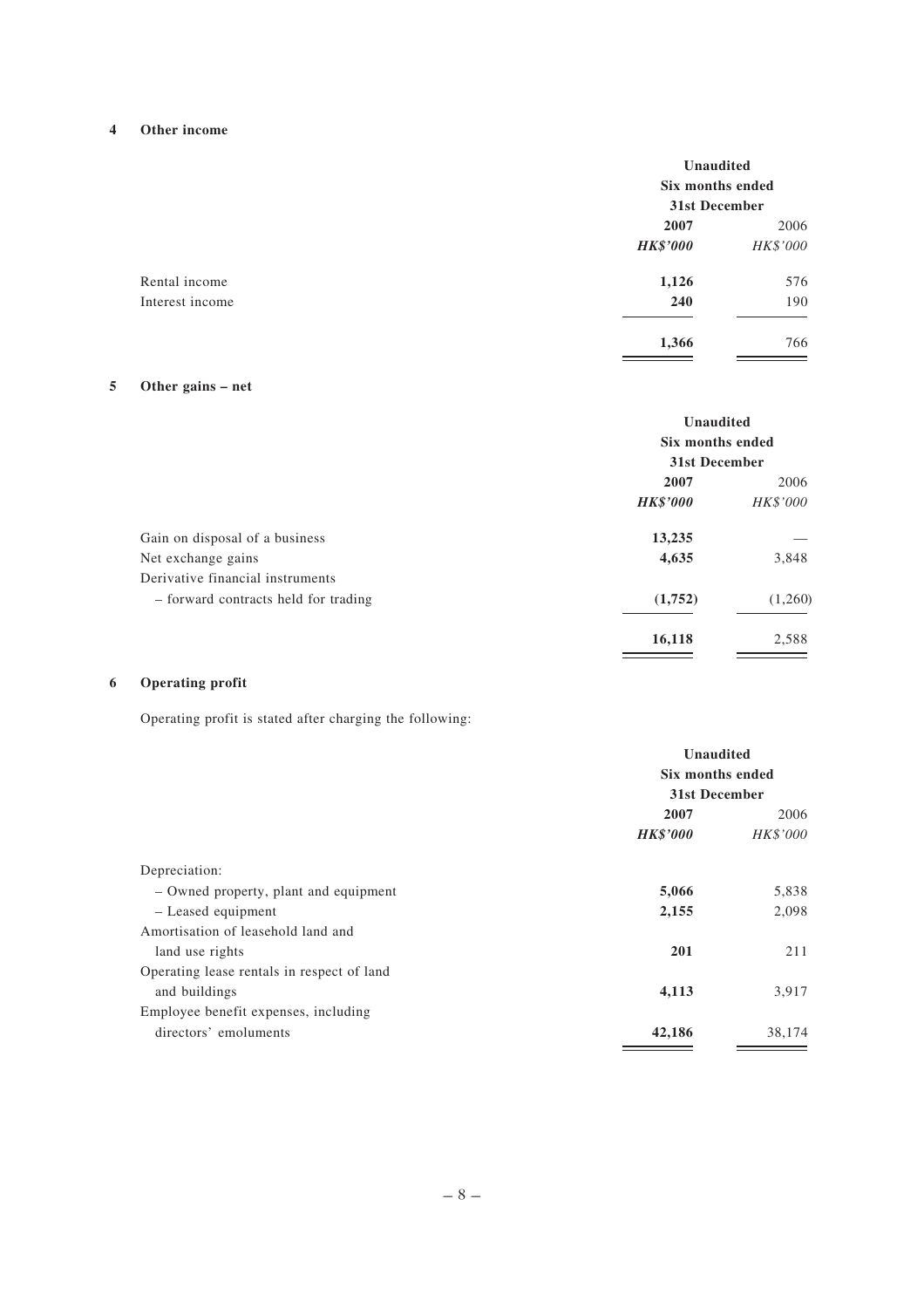## 4 Other income

| | Unaudited Six months ended 31st December | |
|---|---|---|
| | **2007** | 2006 |
| | ***HK$'000*** | *HK$'000* |
| Rental income | **1,126** | 576 |
| Interest income | **240** | 190 |
| | **1,366** | 766 |

## 5 Other gains – net

| | Unaudited Six months ended 31st December | |
|---|---|---|
| | **2007** | 2006 |
| | ***HK$'000*** | *HK$'000* |
| Gain on disposal of a business | **13,235** | — |
| Net exchange gains | **4,635** | 3,848 |
| Derivative financial instruments | | |
| – forward contracts held for trading | **(1,752)** | (1,260) |
| | **16,118** | 2,588 |

## 6 Operating profit

Operating profit is stated after charging the following:

| | Unaudited Six months ended 31st December | |
|---|---|---|
| | **2007** | 2006 |
| | ***HK$'000*** | *HK$'000* |
| Depreciation: | | |
| – Owned property, plant and equipment | **5,066** | 5,838 |
| – Leased equipment | **2,155** | 2,098 |
| Amortisation of leasehold land and land use rights | **201** | 211 |
| Operating lease rentals in respect of land and buildings | **4,113** | 3,917 |
| Employee benefit expenses, including directors' emoluments | **42,186** | 38,174 |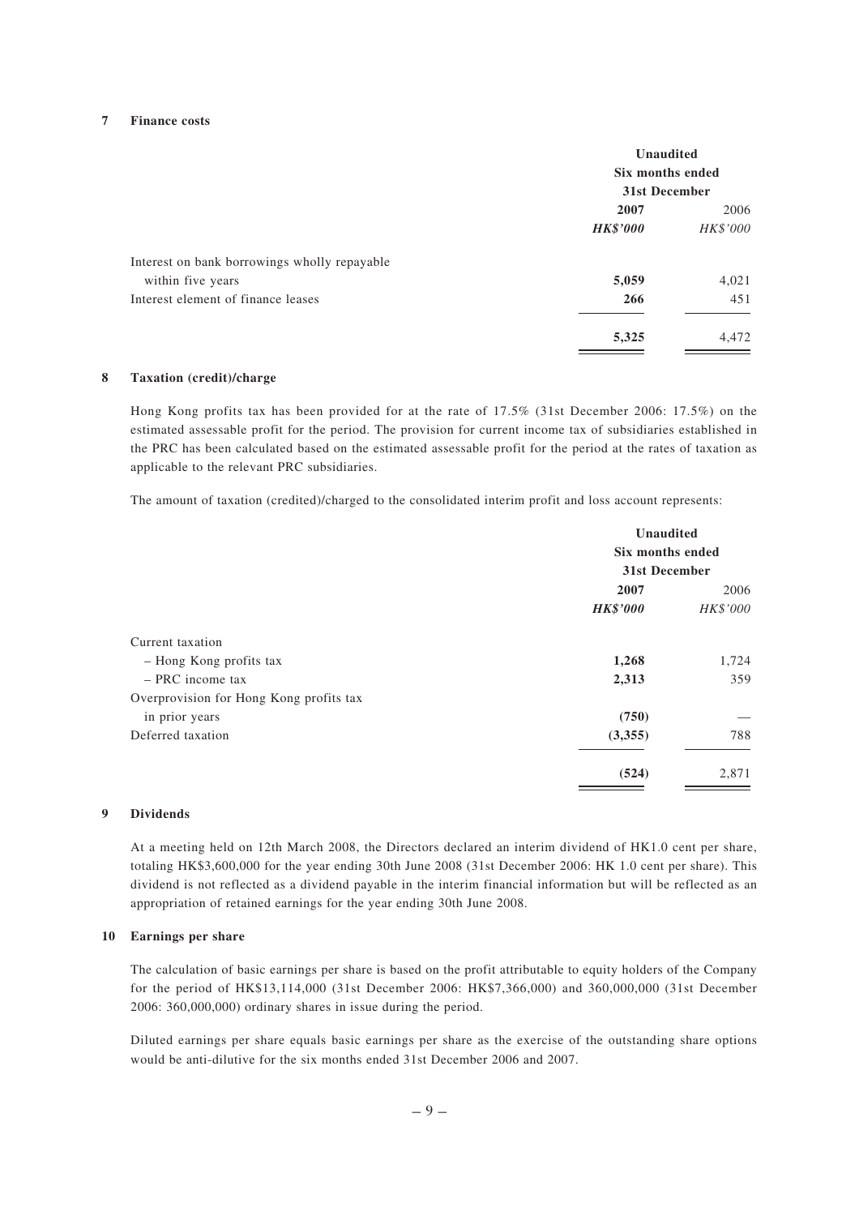## 7 Finance costs

| | Unaudited Six months ended 31st December | |
|---|---|---|
| | **2007** | 2006 |
| | ***HK$'000*** | *HK$'000* |
| Interest on bank borrowings wholly repayable within five years | **5,059** | 4,021 |
| Interest element of finance leases | **266** | 451 |
| | **5,325** | 4,472 |

## 8 Taxation (credit)/charge

Hong Kong profits tax has been provided for at the rate of 17.5% (31st December 2006: 17.5%) on the estimated assessable profit for the period. The provision for current income tax of subsidiaries established in the PRC has been calculated based on the estimated assessable profit for the period at the rates of taxation as applicable to the relevant PRC subsidiaries.

The amount of taxation (credited)/charged to the consolidated interim profit and loss account represents:

| | Unaudited Six months ended 31st December | |
|---|---|---|
| | **2007** | 2006 |
| | ***HK$'000*** | *HK$'000* |
| Current taxation | | |
| – Hong Kong profits tax | **1,268** | 1,724 |
| – PRC income tax | **2,313** | 359 |
| Overprovision for Hong Kong profits tax in prior years | **(750)** | — |
| Deferred taxation | **(3,355)** | 788 |
| | **(524)** | 2,871 |

## 9 Dividends

At a meeting held on 12th March 2008, the Directors declared an interim dividend of HK1.0 cent per share, totaling HK$3,600,000 for the year ending 30th June 2008 (31st December 2006: HK 1.0 cent per share). This dividend is not reflected as a dividend payable in the interim financial information but will be reflected as an appropriation of retained earnings for the year ending 30th June 2008.

## 10 Earnings per share

The calculation of basic earnings per share is based on the profit attributable to equity holders of the Company for the period of HK$13,114,000 (31st December 2006: HK$7,366,000) and 360,000,000 (31st December 2006: 360,000,000) ordinary shares in issue during the period.

Diluted earnings per share equals basic earnings per share as the exercise of the outstanding share options would be anti-dilutive for the six months ended 31st December 2006 and 2007.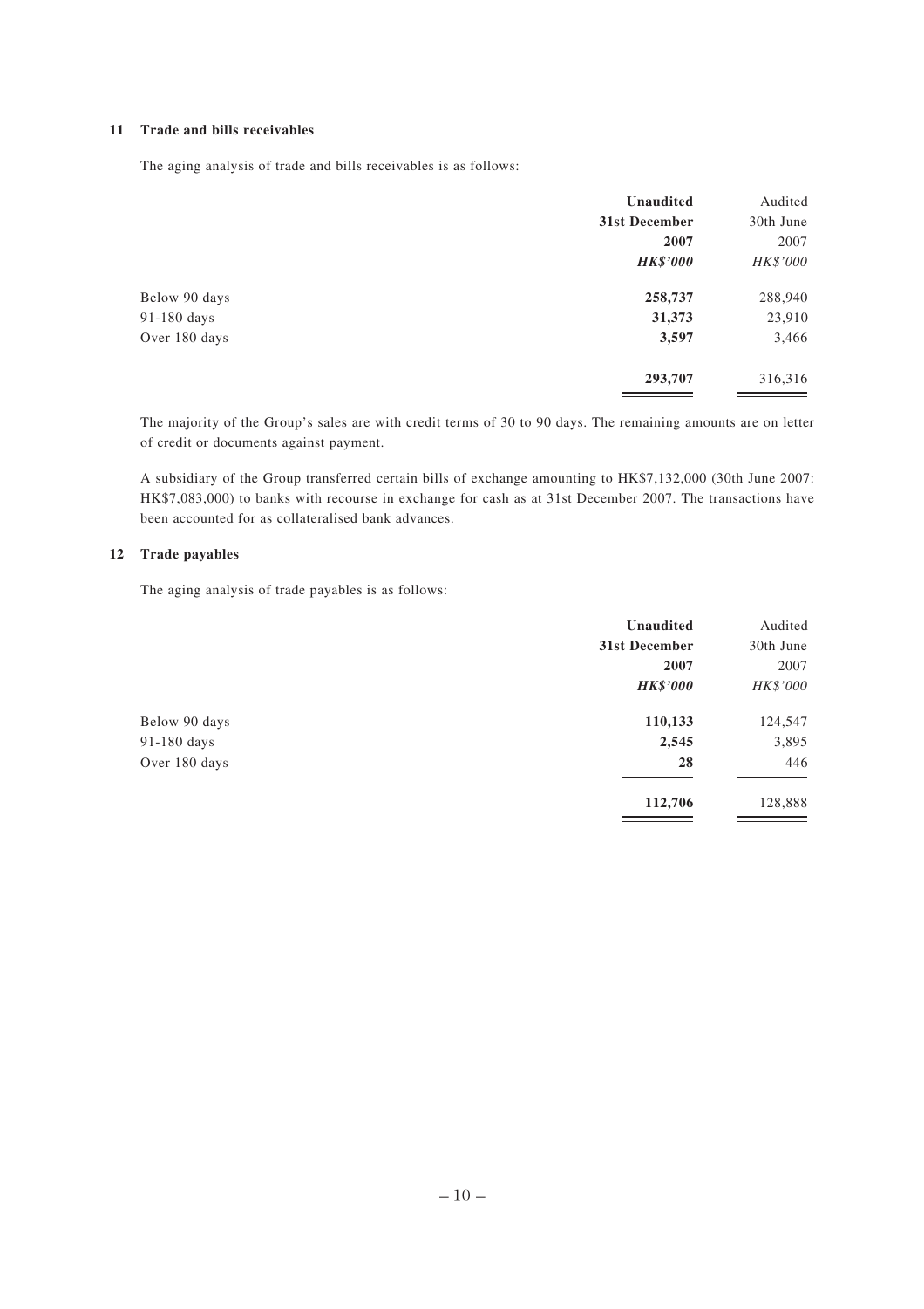## 11 Trade and bills receivables

The aging analysis of trade and bills receivables is as follows:

| | **Unaudited 31st December 2007** | Audited 30th June 2007 |
|---|---|---|
| | ***HK$'000*** | *HK$'000* |
| Below 90 days | **258,737** | 288,940 |
| 91-180 days | **31,373** | 23,910 |
| Over 180 days | **3,597** | 3,466 |
| | **293,707** | 316,316 |

The majority of the Group's sales are with credit terms of 30 to 90 days. The remaining amounts are on letter of credit or documents against payment.

A subsidiary of the Group transferred certain bills of exchange amounting to HK$7,132,000 (30th June 2007: HK$7,083,000) to banks with recourse in exchange for cash as at 31st December 2007. The transactions have been accounted for as collateralised bank advances.

## 12 Trade payables

The aging analysis of trade payables is as follows:

| | **Unaudited 31st December 2007** | Audited 30th June 2007 |
|---|---|---|
| | ***HK$'000*** | *HK$'000* |
| Below 90 days | **110,133** | 124,547 |
| 91-180 days | **2,545** | 3,895 |
| Over 180 days | **28** | 446 |
| | **112,706** | 128,888 |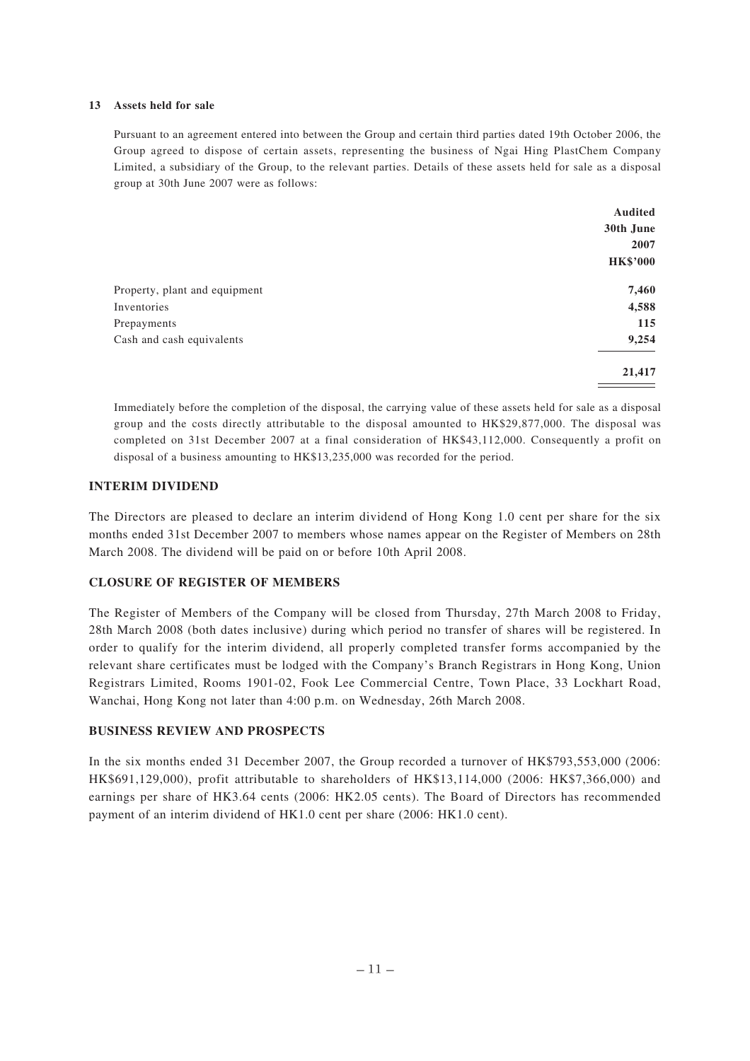### 13 Assets held for sale

Pursuant to an agreement entered into between the Group and certain third parties dated 19th October 2006, the Group agreed to dispose of certain assets, representing the business of Ngai Hing PlastChem Company Limited, a subsidiary of the Group, to the relevant parties. Details of these assets held for sale as a disposal group at 30th June 2007 were as follows:

| | **Audited 30th June 2007 HK$'000** |
|---|---|
| Property, plant and equipment | **7,460** |
| Inventories | **4,588** |
| Prepayments | **115** |
| Cash and cash equivalents | **9,254** |
| | **21,417** |

Immediately before the completion of the disposal, the carrying value of these assets held for sale as a disposal group and the costs directly attributable to the disposal amounted to HK$29,877,000. The disposal was completed on 31st December 2007 at a final consideration of HK$43,112,000. Consequently a profit on disposal of a business amounting to HK$13,235,000 was recorded for the period.

## INTERIM DIVIDEND

The Directors are pleased to declare an interim dividend of Hong Kong 1.0 cent per share for the six months ended 31st December 2007 to members whose names appear on the Register of Members on 28th March 2008. The dividend will be paid on or before 10th April 2008.

## CLOSURE OF REGISTER OF MEMBERS

The Register of Members of the Company will be closed from Thursday, 27th March 2008 to Friday, 28th March 2008 (both dates inclusive) during which period no transfer of shares will be registered. In order to qualify for the interim dividend, all properly completed transfer forms accompanied by the relevant share certificates must be lodged with the Company's Branch Registrars in Hong Kong, Union Registrars Limited, Rooms 1901-02, Fook Lee Commercial Centre, Town Place, 33 Lockhart Road, Wanchai, Hong Kong not later than 4:00 p.m. on Wednesday, 26th March 2008.

## BUSINESS REVIEW AND PROSPECTS

In the six months ended 31 December 2007, the Group recorded a turnover of HK$793,553,000 (2006: HK$691,129,000), profit attributable to shareholders of HK$13,114,000 (2006: HK$7,366,000) and earnings per share of HK3.64 cents (2006: HK2.05 cents). The Board of Directors has recommended payment of an interim dividend of HK1.0 cent per share (2006: HK1.0 cent).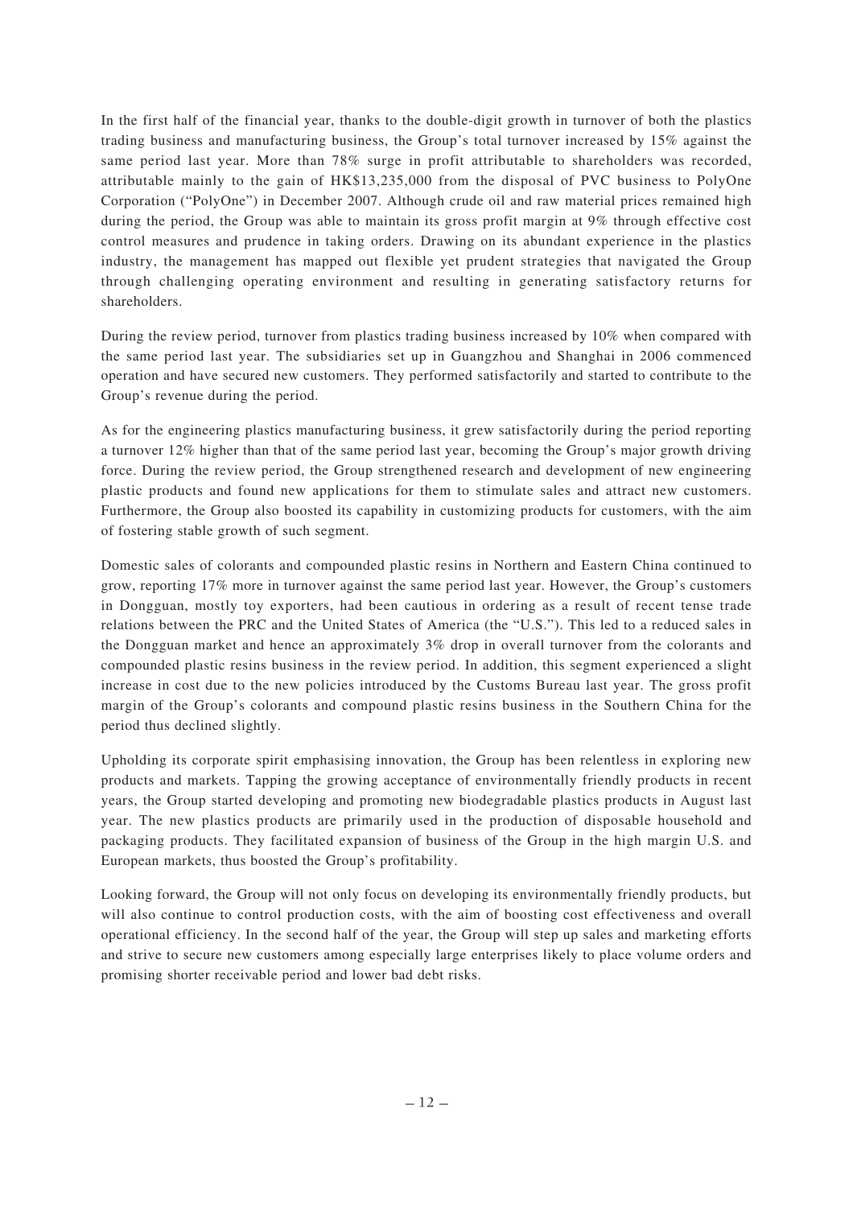In the first half of the financial year, thanks to the double-digit growth in turnover of both the plastics trading business and manufacturing business, the Group's total turnover increased by 15% against the same period last year. More than 78% surge in profit attributable to shareholders was recorded, attributable mainly to the gain of HK$13,235,000 from the disposal of PVC business to PolyOne Corporation ("PolyOne") in December 2007. Although crude oil and raw material prices remained high during the period, the Group was able to maintain its gross profit margin at 9% through effective cost control measures and prudence in taking orders. Drawing on its abundant experience in the plastics industry, the management has mapped out flexible yet prudent strategies that navigated the Group through challenging operating environment and resulting in generating satisfactory returns for shareholders.

During the review period, turnover from plastics trading business increased by 10% when compared with the same period last year. The subsidiaries set up in Guangzhou and Shanghai in 2006 commenced operation and have secured new customers. They performed satisfactorily and started to contribute to the Group's revenue during the period.

As for the engineering plastics manufacturing business, it grew satisfactorily during the period reporting a turnover 12% higher than that of the same period last year, becoming the Group's major growth driving force. During the review period, the Group strengthened research and development of new engineering plastic products and found new applications for them to stimulate sales and attract new customers. Furthermore, the Group also boosted its capability in customizing products for customers, with the aim of fostering stable growth of such segment.

Domestic sales of colorants and compounded plastic resins in Northern and Eastern China continued to grow, reporting 17% more in turnover against the same period last year. However, the Group's customers in Dongguan, mostly toy exporters, had been cautious in ordering as a result of recent tense trade relations between the PRC and the United States of America (the "U.S."). This led to a reduced sales in the Dongguan market and hence an approximately 3% drop in overall turnover from the colorants and compounded plastic resins business in the review period. In addition, this segment experienced a slight increase in cost due to the new policies introduced by the Customs Bureau last year. The gross profit margin of the Group's colorants and compound plastic resins business in the Southern China for the period thus declined slightly.

Upholding its corporate spirit emphasising innovation, the Group has been relentless in exploring new products and markets. Tapping the growing acceptance of environmentally friendly products in recent years, the Group started developing and promoting new biodegradable plastics products in August last year. The new plastics products are primarily used in the production of disposable household and packaging products. They facilitated expansion of business of the Group in the high margin U.S. and European markets, thus boosted the Group's profitability.

Looking forward, the Group will not only focus on developing its environmentally friendly products, but will also continue to control production costs, with the aim of boosting cost effectiveness and overall operational efficiency. In the second half of the year, the Group will step up sales and marketing efforts and strive to secure new customers among especially large enterprises likely to place volume orders and promising shorter receivable period and lower bad debt risks.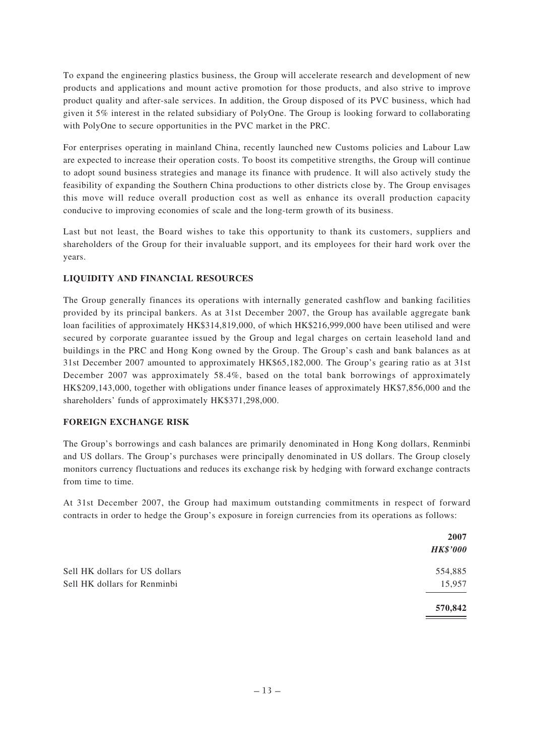To expand the engineering plastics business, the Group will accelerate research and development of new products and applications and mount active promotion for those products, and also strive to improve product quality and after-sale services. In addition, the Group disposed of its PVC business, which had given it 5% interest in the related subsidiary of PolyOne. The Group is looking forward to collaborating with PolyOne to secure opportunities in the PVC market in the PRC.

For enterprises operating in mainland China, recently launched new Customs policies and Labour Law are expected to increase their operation costs. To boost its competitive strengths, the Group will continue to adopt sound business strategies and manage its finance with prudence. It will also actively study the feasibility of expanding the Southern China productions to other districts close by. The Group envisages this move will reduce overall production cost as well as enhance its overall production capacity conducive to improving economies of scale and the long-term growth of its business.

Last but not least, the Board wishes to take this opportunity to thank its customers, suppliers and shareholders of the Group for their invaluable support, and its employees for their hard work over the years.

## LIQUIDITY AND FINANCIAL RESOURCES

The Group generally finances its operations with internally generated cashflow and banking facilities provided by its principal bankers. As at 31st December 2007, the Group has available aggregate bank loan facilities of approximately HK$314,819,000, of which HK$216,999,000 have been utilised and were secured by corporate guarantee issued by the Group and legal charges on certain leasehold land and buildings in the PRC and Hong Kong owned by the Group. The Group's cash and bank balances as at 31st December 2007 amounted to approximately HK$65,182,000. The Group's gearing ratio as at 31st December 2007 was approximately 58.4%, based on the total bank borrowings of approximately HK$209,143,000, together with obligations under finance leases of approximately HK$7,856,000 and the shareholders' funds of approximately HK$371,298,000.

## FOREIGN EXCHANGE RISK

The Group's borrowings and cash balances are primarily denominated in Hong Kong dollars, Renminbi and US dollars. The Group's purchases were principally denominated in US dollars. The Group closely monitors currency fluctuations and reduces its exchange risk by hedging with forward exchange contracts from time to time.

At 31st December 2007, the Group had maximum outstanding commitments in respect of forward contracts in order to hedge the Group's exposure in foreign currencies from its operations as follows:

| | **2007** |
|---|---|
| | ***HK$'000*** |
| Sell HK dollars for US dollars | 554,885 |
| Sell HK dollars for Renminbi | 15,957 |
| | **570,842** |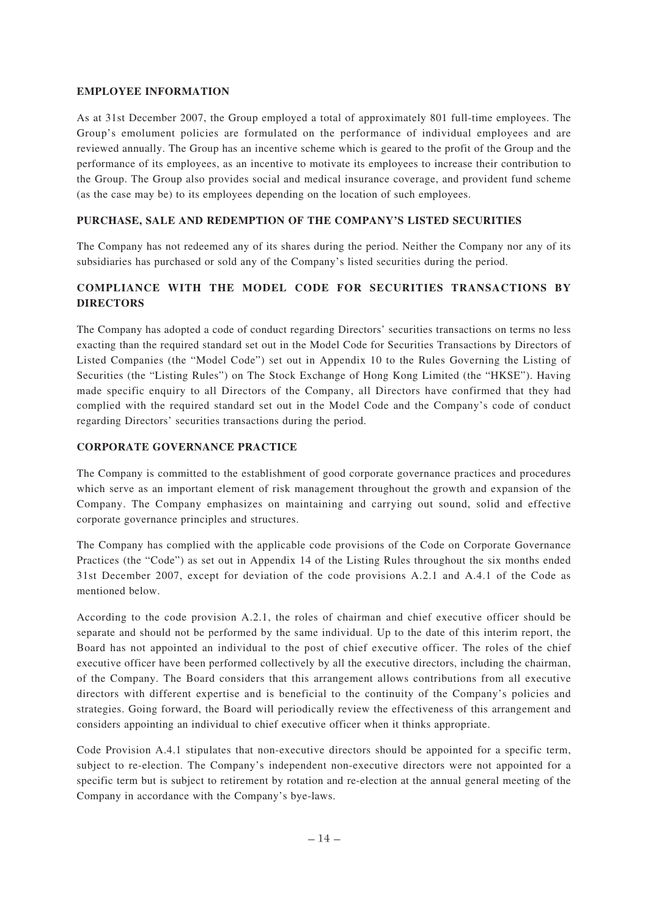**EMPLOYEE INFORMATION**

As at 31st December 2007, the Group employed a total of approximately 801 full-time employees. The Group's emolument policies are formulated on the performance of individual employees and are reviewed annually. The Group has an incentive scheme which is geared to the profit of the Group and the performance of its employees, as an incentive to motivate its employees to increase their contribution to the Group. The Group also provides social and medical insurance coverage, and provident fund scheme (as the case may be) to its employees depending on the location of such employees.

**PURCHASE, SALE AND REDEMPTION OF THE COMPANY'S LISTED SECURITIES**

The Company has not redeemed any of its shares during the period. Neither the Company nor any of its subsidiaries has purchased or sold any of the Company's listed securities during the period.

**COMPLIANCE WITH THE MODEL CODE FOR SECURITIES TRANSACTIONS BY DIRECTORS**

The Company has adopted a code of conduct regarding Directors' securities transactions on terms no less exacting than the required standard set out in the Model Code for Securities Transactions by Directors of Listed Companies (the "Model Code") set out in Appendix 10 to the Rules Governing the Listing of Securities (the "Listing Rules") on The Stock Exchange of Hong Kong Limited (the "HKSE"). Having made specific enquiry to all Directors of the Company, all Directors have confirmed that they had complied with the required standard set out in the Model Code and the Company's code of conduct regarding Directors' securities transactions during the period.

**CORPORATE GOVERNANCE PRACTICE**

The Company is committed to the establishment of good corporate governance practices and procedures which serve as an important element of risk management throughout the growth and expansion of the Company. The Company emphasizes on maintaining and carrying out sound, solid and effective corporate governance principles and structures.

The Company has complied with the applicable code provisions of the Code on Corporate Governance Practices (the "Code") as set out in Appendix 14 of the Listing Rules throughout the six months ended 31st December 2007, except for deviation of the code provisions A.2.1 and A.4.1 of the Code as mentioned below.

According to the code provision A.2.1, the roles of chairman and chief executive officer should be separate and should not be performed by the same individual. Up to the date of this interim report, the Board has not appointed an individual to the post of chief executive officer. The roles of the chief executive officer have been performed collectively by all the executive directors, including the chairman, of the Company. The Board considers that this arrangement allows contributions from all executive directors with different expertise and is beneficial to the continuity of the Company's policies and strategies. Going forward, the Board will periodically review the effectiveness of this arrangement and considers appointing an individual to chief executive officer when it thinks appropriate.

Code Provision A.4.1 stipulates that non-executive directors should be appointed for a specific term, subject to re-election. The Company's independent non-executive directors were not appointed for a specific term but is subject to retirement by rotation and re-election at the annual general meeting of the Company in accordance with the Company's bye-laws.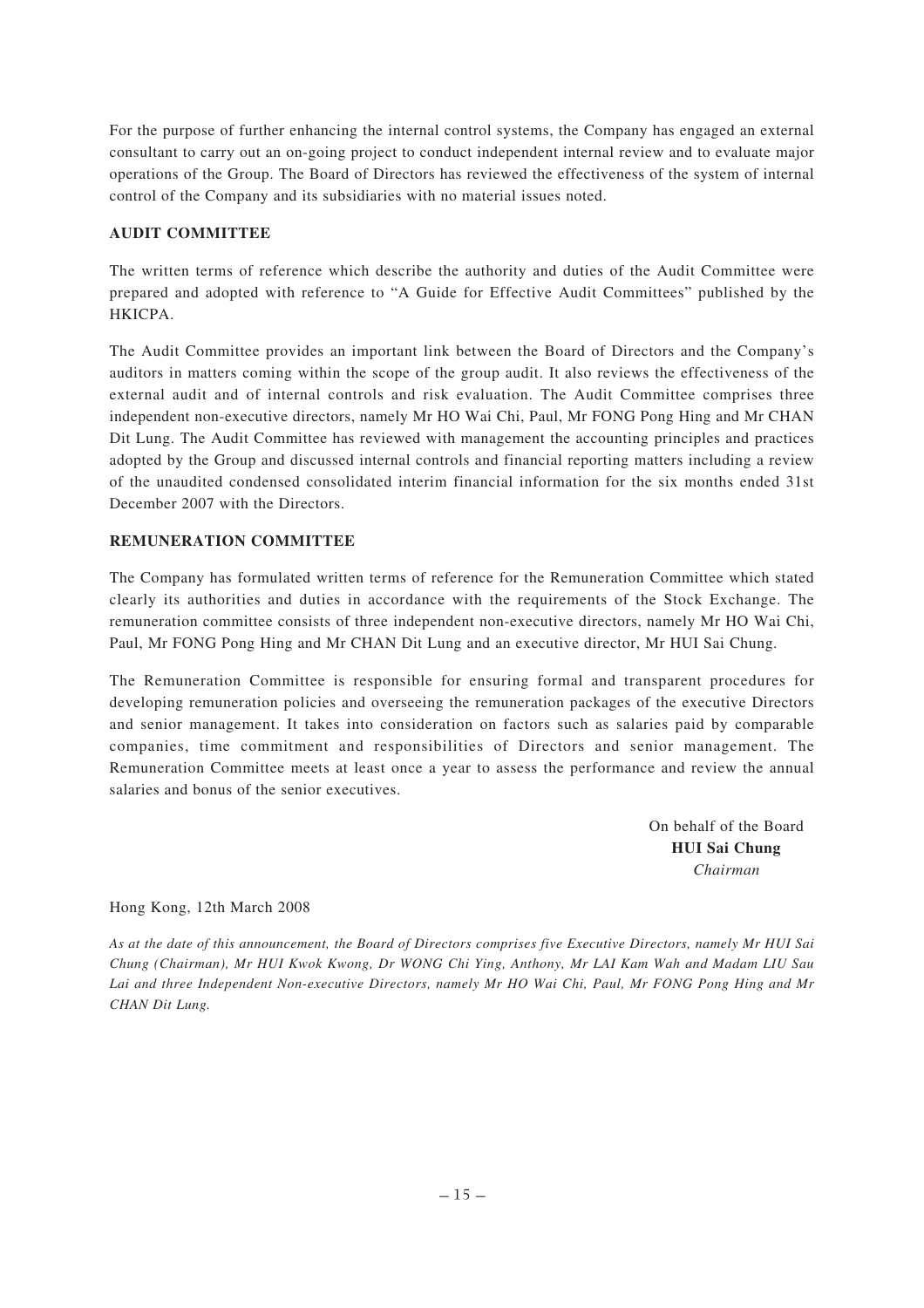For the purpose of further enhancing the internal control systems, the Company has engaged an external consultant to carry out an on-going project to conduct independent internal review and to evaluate major operations of the Group. The Board of Directors has reviewed the effectiveness of the system of internal control of the Company and its subsidiaries with no material issues noted.

**AUDIT COMMITTEE**

The written terms of reference which describe the authority and duties of the Audit Committee were prepared and adopted with reference to "A Guide for Effective Audit Committees" published by the HKICPA.

The Audit Committee provides an important link between the Board of Directors and the Company's auditors in matters coming within the scope of the group audit. It also reviews the effectiveness of the external audit and of internal controls and risk evaluation. The Audit Committee comprises three independent non-executive directors, namely Mr HO Wai Chi, Paul, Mr FONG Pong Hing and Mr CHAN Dit Lung. The Audit Committee has reviewed with management the accounting principles and practices adopted by the Group and discussed internal controls and financial reporting matters including a review of the unaudited condensed consolidated interim financial information for the six months ended 31st December 2007 with the Directors.

**REMUNERATION COMMITTEE**

The Company has formulated written terms of reference for the Remuneration Committee which stated clearly its authorities and duties in accordance with the requirements of the Stock Exchange. The remuneration committee consists of three independent non-executive directors, namely Mr HO Wai Chi, Paul, Mr FONG Pong Hing and Mr CHAN Dit Lung and an executive director, Mr HUI Sai Chung.

The Remuneration Committee is responsible for ensuring formal and transparent procedures for developing remuneration policies and overseeing the remuneration packages of the executive Directors and senior management. It takes into consideration on factors such as salaries paid by comparable companies, time commitment and responsibilities of Directors and senior management. The Remuneration Committee meets at least once a year to assess the performance and review the annual salaries and bonus of the senior executives.

On behalf of the Board
**HUI Sai Chung**
*Chairman*

Hong Kong, 12th March 2008

*As at the date of this announcement, the Board of Directors comprises five Executive Directors, namely Mr HUI Sai Chung (Chairman), Mr HUI Kwok Kwong, Dr WONG Chi Ying, Anthony, Mr LAI Kam Wah and Madam LIU Sau Lai and three Independent Non-executive Directors, namely Mr HO Wai Chi, Paul, Mr FONG Pong Hing and Mr CHAN Dit Lung.*